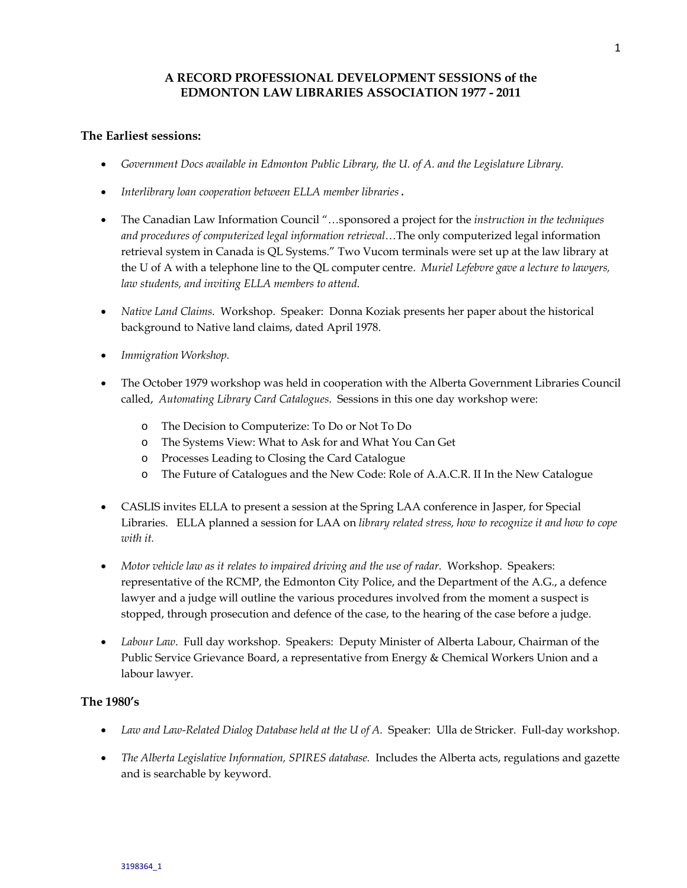# A RECORD PROFESSIONAL DEVELOPMENT SESSIONS of the EDMONTON LAW LIBRARIES ASSOCIATION 1977 - 2011

## The Earliest sessions:

- *Government Docs available in Edmonton Public Library, the U. of A. and the Legislature Library.*
- *Interlibrary loan cooperation between ELLA member libraries* **.**
- The Canadian Law Information Council "…sponsored a project for the *instruction in the techniques and procedures of computerized legal information retrieval*…The only computerized legal information retrieval system in Canada is QL Systems." Two Vucom terminals were set up at the law library at the U of A with a telephone line to the QL computer centre. *Muriel Lefebvre gave a lecture to lawyers, law students, and inviting ELLA members to attend.*
- *Native Land Claims*. Workshop. Speaker: Donna Koziak presents her paper about the historical background to Native land claims, dated April 1978.
- *Immigration Workshop.*
- The October 1979 workshop was held in cooperation with the Alberta Government Libraries Council called, *Automating Library Card Catalogues*. Sessions in this one day workshop were:
  - The Decision to Computerize: To Do or Not To Do
  - The Systems View: What to Ask for and What You Can Get
  - Processes Leading to Closing the Card Catalogue
  - The Future of Catalogues and the New Code: Role of A.A.C.R. II In the New Catalogue
- CASLIS invites ELLA to present a session at the Spring LAA conference in Jasper, for Special Libraries. ELLA planned a session for LAA on *library related stress, how to recognize it and how to cope with it.*
- *Motor vehicle law as it relates to impaired driving and the use of radar*. Workshop. Speakers: representative of the RCMP, the Edmonton City Police, and the Department of the A.G., a defence lawyer and a judge will outline the various procedures involved from the moment a suspect is stopped, through prosecution and defence of the case, to the hearing of the case before a judge.
- *Labour Law*. Full day workshop. Speakers: Deputy Minister of Alberta Labour, Chairman of the Public Service Grievance Board, a representative from Energy & Chemical Workers Union and a labour lawyer.

## The 1980's

- *Law and Law-Related Dialog Database held at the U of A.* Speaker: Ulla de Stricker. Full-day workshop.
- *The Alberta Legislative Information, SPIRES database.* Includes the Alberta acts, regulations and gazette and is searchable by keyword.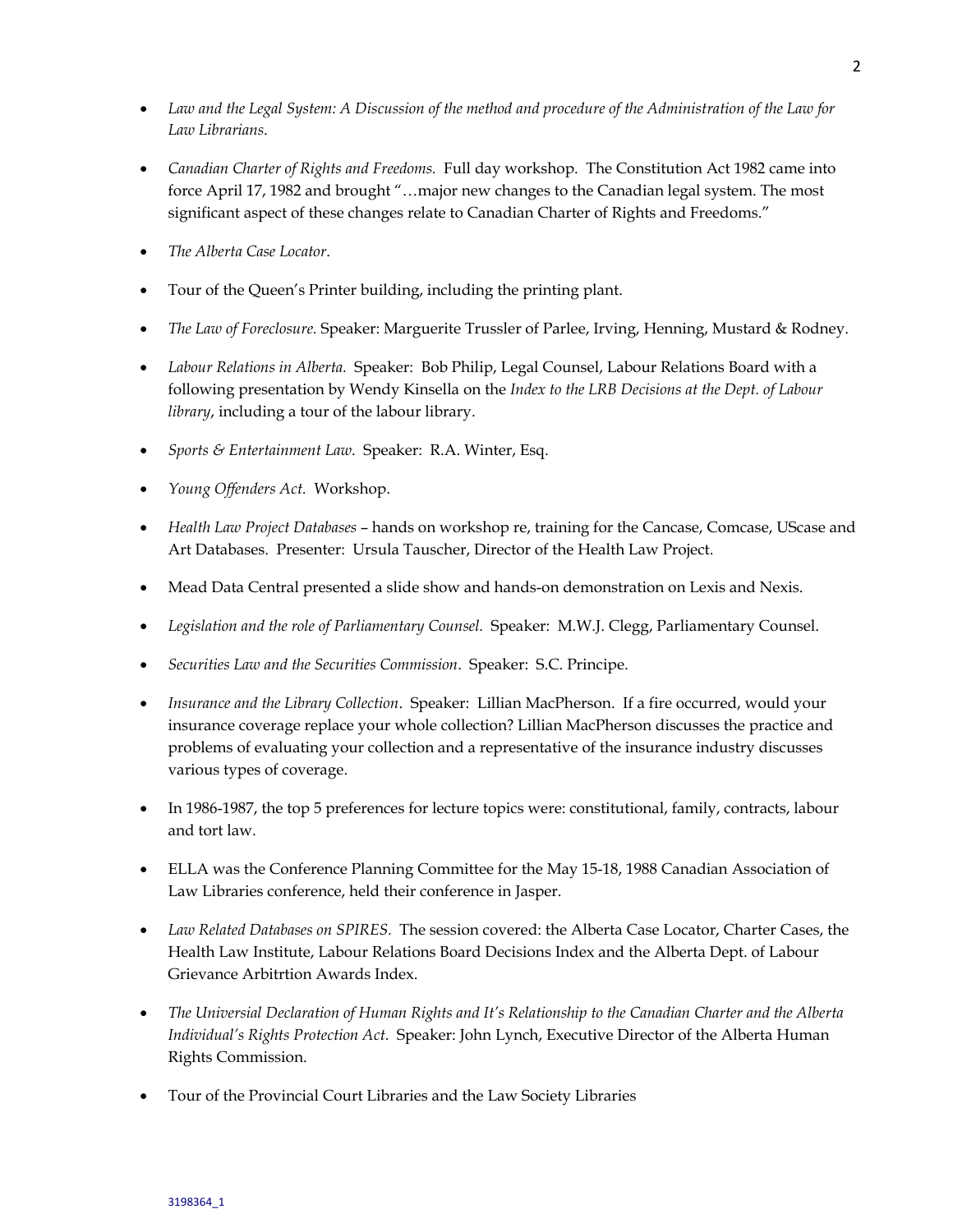- *Law and the Legal System: A Discussion of the method and procedure of the Administration of the Law for Law Librarians.*

- *Canadian Charter of Rights and Freedoms.* Full day workshop. The Constitution Act 1982 came into force April 17, 1982 and brought "…major new changes to the Canadian legal system. The most significant aspect of these changes relate to Canadian Charter of Rights and Freedoms."

- *The Alberta Case Locator*.

- Tour of the Queen's Printer building, including the printing plant.

- *The Law of Foreclosure.* Speaker: Marguerite Trussler of Parlee, Irving, Henning, Mustard & Rodney.

- *Labour Relations in Alberta.* Speaker: Bob Philip, Legal Counsel, Labour Relations Board with a following presentation by Wendy Kinsella on the *Index to the LRB Decisions at the Dept. of Labour library*, including a tour of the labour library.

- *Sports & Entertainment Law*. Speaker: R.A. Winter, Esq.

- *Young Offenders Act.* Workshop.

- *Health Law Project Databases* – hands on workshop re, training for the Cancase, Comcase, UScase and Art Databases. Presenter: Ursula Tauscher, Director of the Health Law Project.

- Mead Data Central presented a slide show and hands-on demonstration on Lexis and Nexis.

- *Legislation and the role of Parliamentary Counsel.* Speaker: M.W.J. Clegg, Parliamentary Counsel.

- *Securities Law and the Securities Commission*. Speaker: S.C. Principe.

- *Insurance and the Library Collection*. Speaker: Lillian MacPherson. If a fire occurred, would your insurance coverage replace your whole collection? Lillian MacPherson discusses the practice and problems of evaluating your collection and a representative of the insurance industry discusses various types of coverage.

- In 1986-1987, the top 5 preferences for lecture topics were: constitutional, family, contracts, labour and tort law.

- ELLA was the Conference Planning Committee for the May 15-18, 1988 Canadian Association of Law Libraries conference, held their conference in Jasper.

- *Law Related Databases on SPIRES.* The session covered: the Alberta Case Locator, Charter Cases, the Health Law Institute, Labour Relations Board Decisions Index and the Alberta Dept. of Labour Grievance Arbitrtion Awards Index.

- *The Universial Declaration of Human Rights and It's Relationship to the Canadian Charter and the Alberta Individual's Rights Protection Act*. Speaker: John Lynch, Executive Director of the Alberta Human Rights Commission.

- Tour of the Provincial Court Libraries and the Law Society Libraries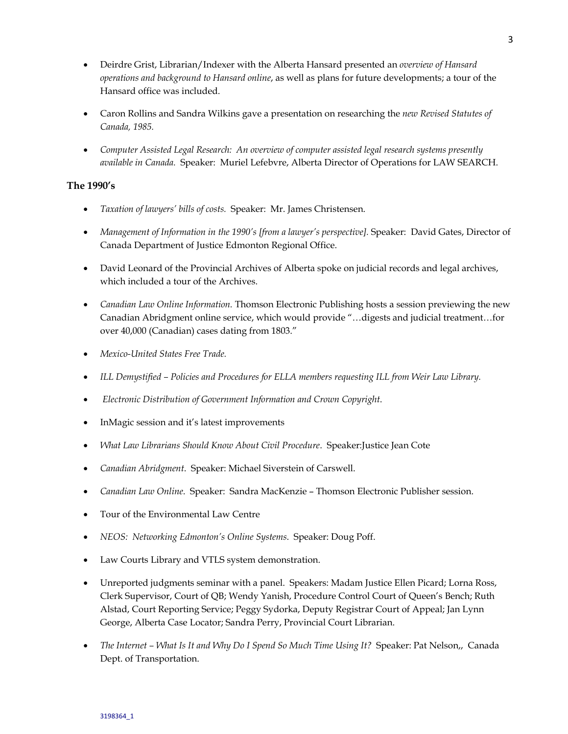- Deirdre Grist, Librarian/Indexer with the Alberta Hansard presented an *overview of Hansard operations and background to Hansard online*, as well as plans for future developments; a tour of the Hansard office was included.

- Caron Rollins and Sandra Wilkins gave a presentation on researching the *new Revised Statutes of Canada, 1985.*

- *Computer Assisted Legal Research: An overview of computer assisted legal research systems presently available in Canada.* Speaker: Muriel Lefebvre, Alberta Director of Operations for LAW SEARCH.

### The 1990's

- *Taxation of lawyers' bills of costs.* Speaker: Mr. James Christensen.

- *Management of Information in the 1990's [from a lawyer's perspective].* Speaker: David Gates, Director of Canada Department of Justice Edmonton Regional Office.

- David Leonard of the Provincial Archives of Alberta spoke on judicial records and legal archives, which included a tour of the Archives.

- *Canadian Law Online Information.* Thomson Electronic Publishing hosts a session previewing the new Canadian Abridgment online service, which would provide "…digests and judicial treatment…for over 40,000 (Canadian) cases dating from 1803."

- *Mexico-United States Free Trade.*

- *ILL Demystified – Policies and Procedures for ELLA members requesting ILL from Weir Law Library.*

- *Electronic Distribution of Government Information and Crown Copyright.*

- InMagic session and it's latest improvements

- *What Law Librarians Should Know About Civil Procedure*. Speaker:Justice Jean Cote

- *Canadian Abridgment*. Speaker: Michael Siverstein of Carswell.

- *Canadian Law Online*. Speaker: Sandra MacKenzie – Thomson Electronic Publisher session.

- Tour of the Environmental Law Centre

- *NEOS: Networking Edmonton's Online Systems*. Speaker: Doug Poff.

- Law Courts Library and VTLS system demonstration.

- Unreported judgments seminar with a panel. Speakers: Madam Justice Ellen Picard; Lorna Ross, Clerk Supervisor, Court of QB; Wendy Yanish, Procedure Control Court of Queen's Bench; Ruth Alstad, Court Reporting Service; Peggy Sydorka, Deputy Registrar Court of Appeal; Jan Lynn George, Alberta Case Locator; Sandra Perry, Provincial Court Librarian.

- *The Internet – What Is It and Why Do I Spend So Much Time Using It?* Speaker: Pat Nelson,, Canada Dept. of Transportation.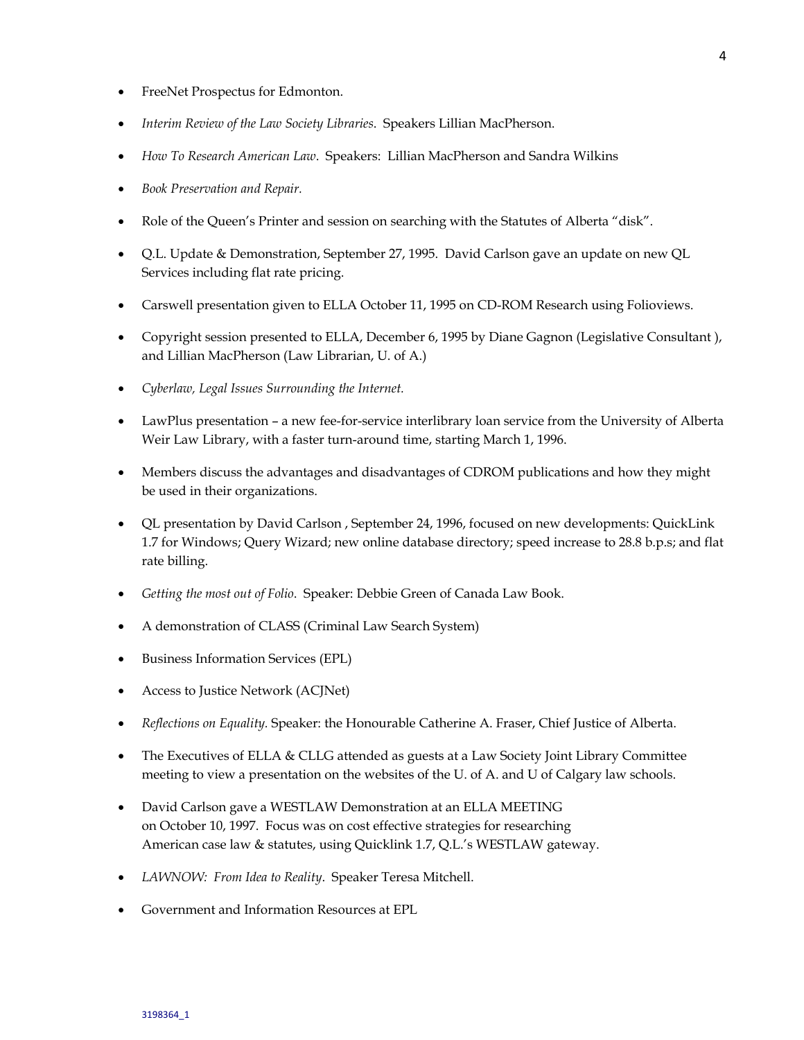- FreeNet Prospectus for Edmonton.
- *Interim Review of the Law Society Libraries*. Speakers Lillian MacPherson.
- *How To Research American Law*. Speakers: Lillian MacPherson and Sandra Wilkins
- *Book Preservation and Repair.*
- Role of the Queen's Printer and session on searching with the Statutes of Alberta "disk".
- Q.L. Update & Demonstration, September 27, 1995. David Carlson gave an update on new QL Services including flat rate pricing.
- Carswell presentation given to ELLA October 11, 1995 on CD-ROM Research using Folioviews.
- Copyright session presented to ELLA, December 6, 1995 by Diane Gagnon (Legislative Consultant ), and Lillian MacPherson (Law Librarian, U. of A.)
- *Cyberlaw, Legal Issues Surrounding the Internet.*
- LawPlus presentation – a new fee-for-service interlibrary loan service from the University of Alberta Weir Law Library, with a faster turn-around time, starting March 1, 1996.
- Members discuss the advantages and disadvantages of CDROM publications and how they might be used in their organizations.
- QL presentation by David Carlson , September 24, 1996, focused on new developments: QuickLink 1.7 for Windows; Query Wizard; new online database directory; speed increase to 28.8 b.p.s; and flat rate billing.
- *Getting the most out of Folio*. Speaker: Debbie Green of Canada Law Book.
- A demonstration of CLASS (Criminal Law Search System)
- Business Information Services (EPL)
- Access to Justice Network (ACJNet)
- *Reflections on Equality.* Speaker: the Honourable Catherine A. Fraser, Chief Justice of Alberta.
- The Executives of ELLA & CLLG attended as guests at a Law Society Joint Library Committee meeting to view a presentation on the websites of the U. of A. and U of Calgary law schools.
- David Carlson gave a WESTLAW Demonstration at an ELLA MEETING on October 10, 1997. Focus was on cost effective strategies for researching American case law & statutes, using Quicklink 1.7, Q.L.'s WESTLAW gateway.
- *LAWNOW: From Idea to Reality*. Speaker Teresa Mitchell.
- Government and Information Resources at EPL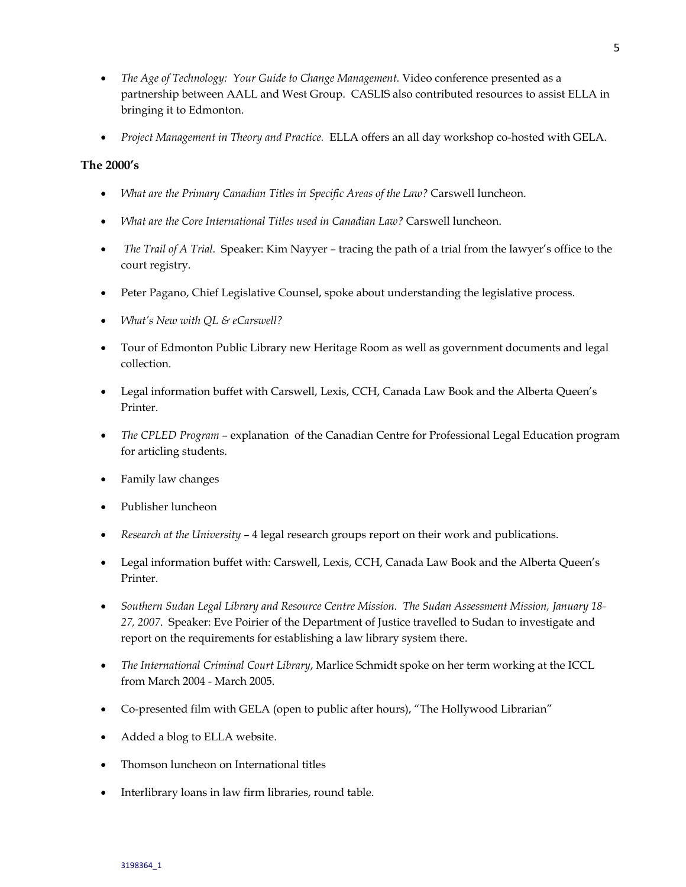- *The Age of Technology: Your Guide to Change Management.* Video conference presented as a partnership between AALL and West Group. CASLIS also contributed resources to assist ELLA in bringing it to Edmonton.

- *Project Management in Theory and Practice.* ELLA offers an all day workshop co-hosted with GELA.

### The 2000's

- *What are the Primary Canadian Titles in Specific Areas of the Law?* Carswell luncheon.

- *What are the Core International Titles used in Canadian Law?* Carswell luncheon.

- *The Trail of A Trial.* Speaker: Kim Nayyer – tracing the path of a trial from the lawyer's office to the court registry.

- Peter Pagano, Chief Legislative Counsel, spoke about understanding the legislative process.

- *What's New with QL & eCarswell?*

- Tour of Edmonton Public Library new Heritage Room as well as government documents and legal collection.

- Legal information buffet with Carswell, Lexis, CCH, Canada Law Book and the Alberta Queen's Printer.

- *The CPLED Program* – explanation of the Canadian Centre for Professional Legal Education program for articling students.

- Family law changes

- Publisher luncheon

- *Research at the University* – 4 legal research groups report on their work and publications.

- Legal information buffet with: Carswell, Lexis, CCH, Canada Law Book and the Alberta Queen's Printer.

- *Southern Sudan Legal Library and Resource Centre Mission. The Sudan Assessment Mission, January 18-27, 2007.* Speaker: Eve Poirier of the Department of Justice travelled to Sudan to investigate and report on the requirements for establishing a law library system there.

- *The International Criminal Court Library*, Marlice Schmidt spoke on her term working at the ICCL from March 2004 - March 2005.

- Co-presented film with GELA (open to public after hours), "The Hollywood Librarian"

- Added a blog to ELLA website.

- Thomson luncheon on International titles

- Interlibrary loans in law firm libraries, round table.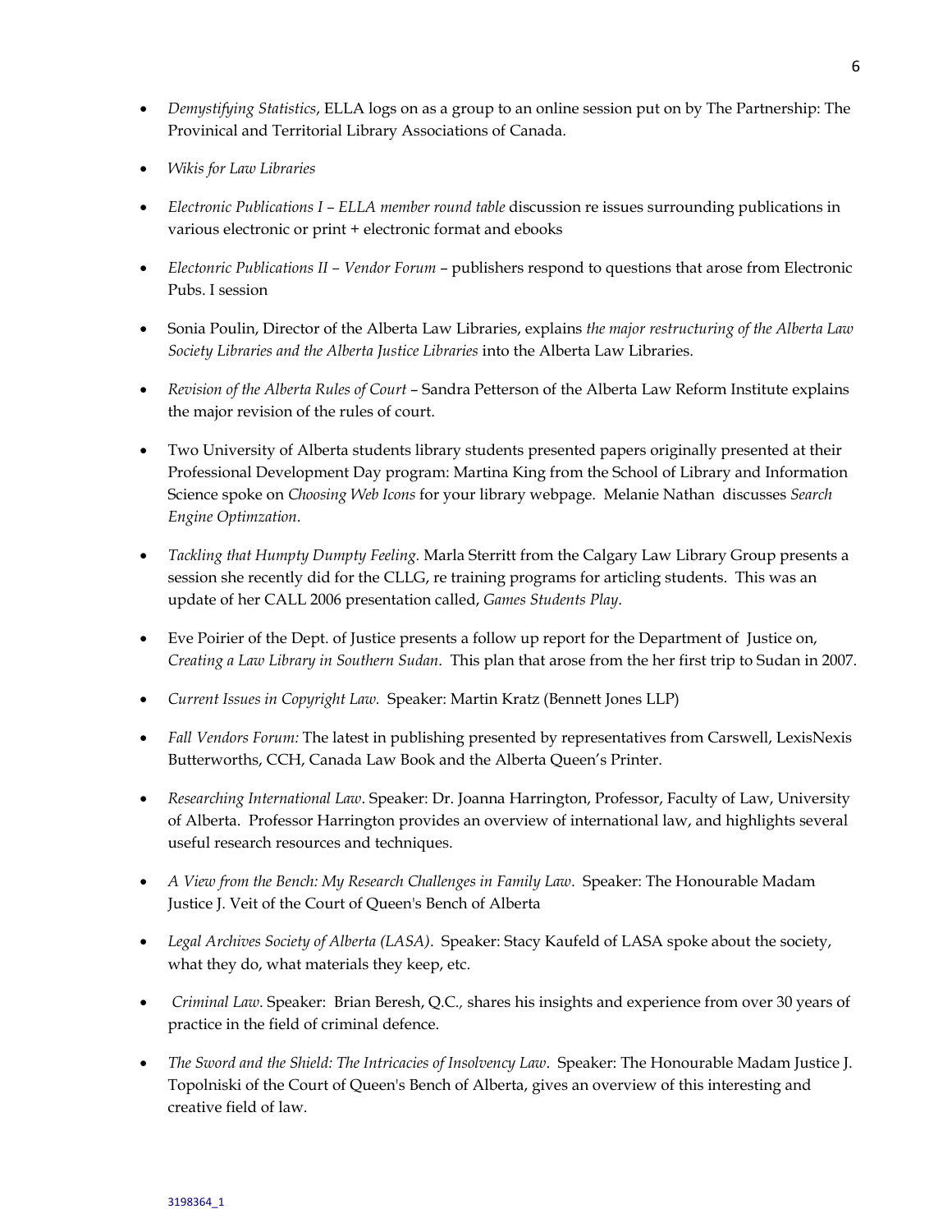- *Demystifying Statistics*, ELLA logs on as a group to an online session put on by The Partnership: The Provinical and Territorial Library Associations of Canada.

- *Wikis for Law Libraries*

- *Electronic Publications I – ELLA member round table* discussion re issues surrounding publications in various electronic or print + electronic format and ebooks

- *Electonric Publications II – Vendor Forum* – publishers respond to questions that arose from Electronic Pubs. I session

- Sonia Poulin, Director of the Alberta Law Libraries, explains *the major restructuring of the Alberta Law Society Libraries and the Alberta Justice Libraries* into the Alberta Law Libraries.

- *Revision of the Alberta Rules of Court* – Sandra Petterson of the Alberta Law Reform Institute explains the major revision of the rules of court.

- Two University of Alberta students library students presented papers originally presented at their Professional Development Day program: Martina King from the School of Library and Information Science spoke on *Choosing Web Icons* for your library webpage. Melanie Nathan discusses *Search Engine Optimzation*.

- *Tackling that Humpty Dumpty Feeling.* Marla Sterritt from the Calgary Law Library Group presents a session she recently did for the CLLG, re training programs for articling students. This was an update of her CALL 2006 presentation called, *Games Students Play*.

- Eve Poirier of the Dept. of Justice presents a follow up report for the Department of Justice on, *Creating a Law Library in Southern Sudan*. This plan that arose from the her first trip to Sudan in 2007.

- *Current Issues in Copyright Law.* Speaker: Martin Kratz (Bennett Jones LLP)

- *Fall Vendors Forum:* The latest in publishing presented by representatives from Carswell, LexisNexis Butterworths, CCH, Canada Law Book and the Alberta Queen's Printer.

- *Researching International Law*. Speaker: Dr. Joanna Harrington, Professor, Faculty of Law, University of Alberta. Professor Harrington provides an overview of international law, and highlights several useful research resources and techniques.

- *A View from the Bench: My Research Challenges in Family Law*. Speaker: The Honourable Madam Justice J. Veit of the Court of Queen's Bench of Alberta

- *Legal Archives Society of Alberta (LASA)*. Speaker: Stacy Kaufeld of LASA spoke about the society, what they do, what materials they keep, etc.

- *Criminal Law*. Speaker: Brian Beresh, Q.C., shares his insights and experience from over 30 years of practice in the field of criminal defence.

- *The Sword and the Shield: The Intricacies of Insolvency Law*. Speaker: The Honourable Madam Justice J. Topolniski of the Court of Queen's Bench of Alberta, gives an overview of this interesting and creative field of law.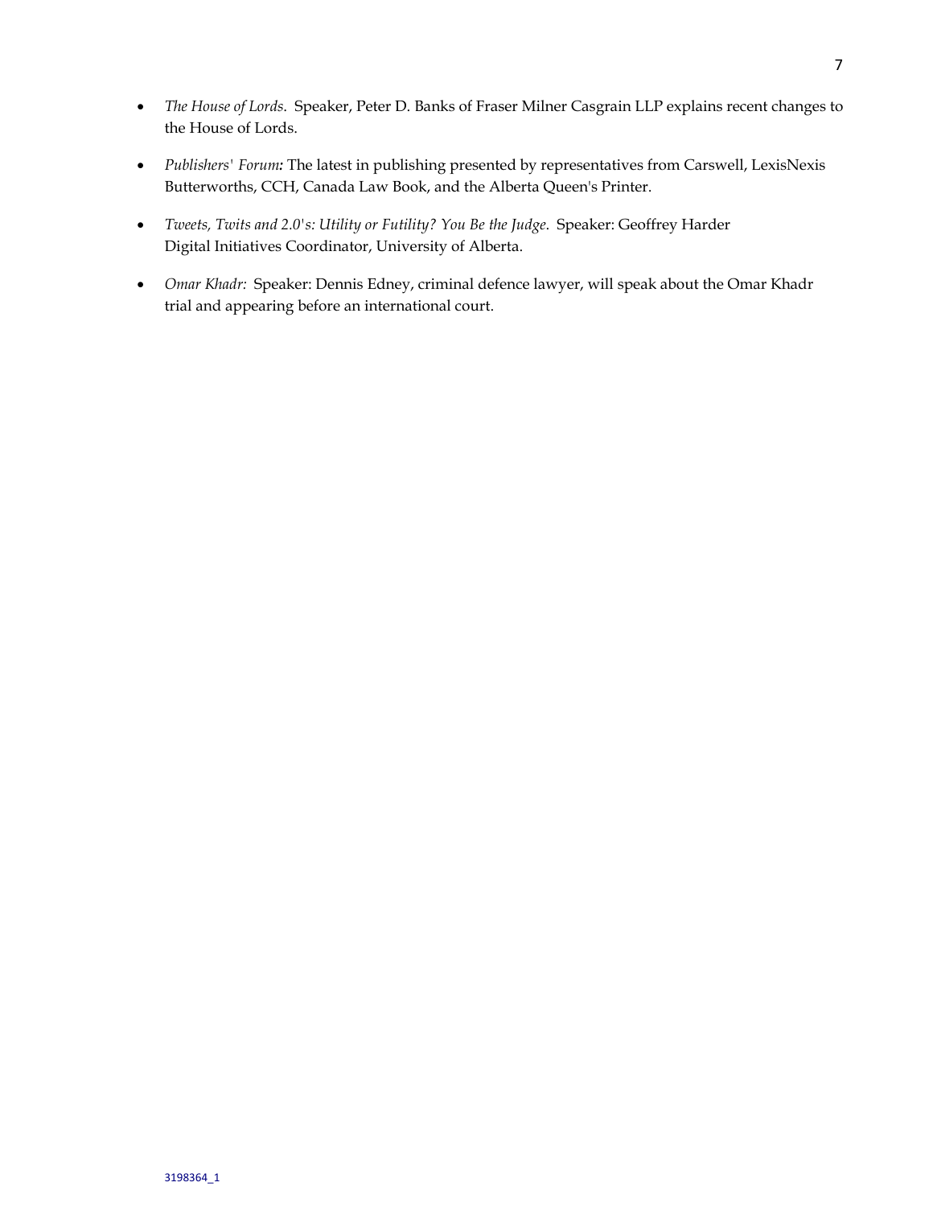- *The House of Lords*. Speaker, Peter D. Banks of Fraser Milner Casgrain LLP explains recent changes to the House of Lords.

- *Publishers' Forum***:** The latest in publishing presented by representatives from Carswell, LexisNexis Butterworths, CCH, Canada Law Book, and the Alberta Queen's Printer.

- *Tweets, Twits and 2.0's: Utility or Futility? You Be the Judge*. Speaker: Geoffrey Harder Digital Initiatives Coordinator, University of Alberta.

- *Omar Khadr:* Speaker: Dennis Edney, criminal defence lawyer, will speak about the Omar Khadr trial and appearing before an international court.